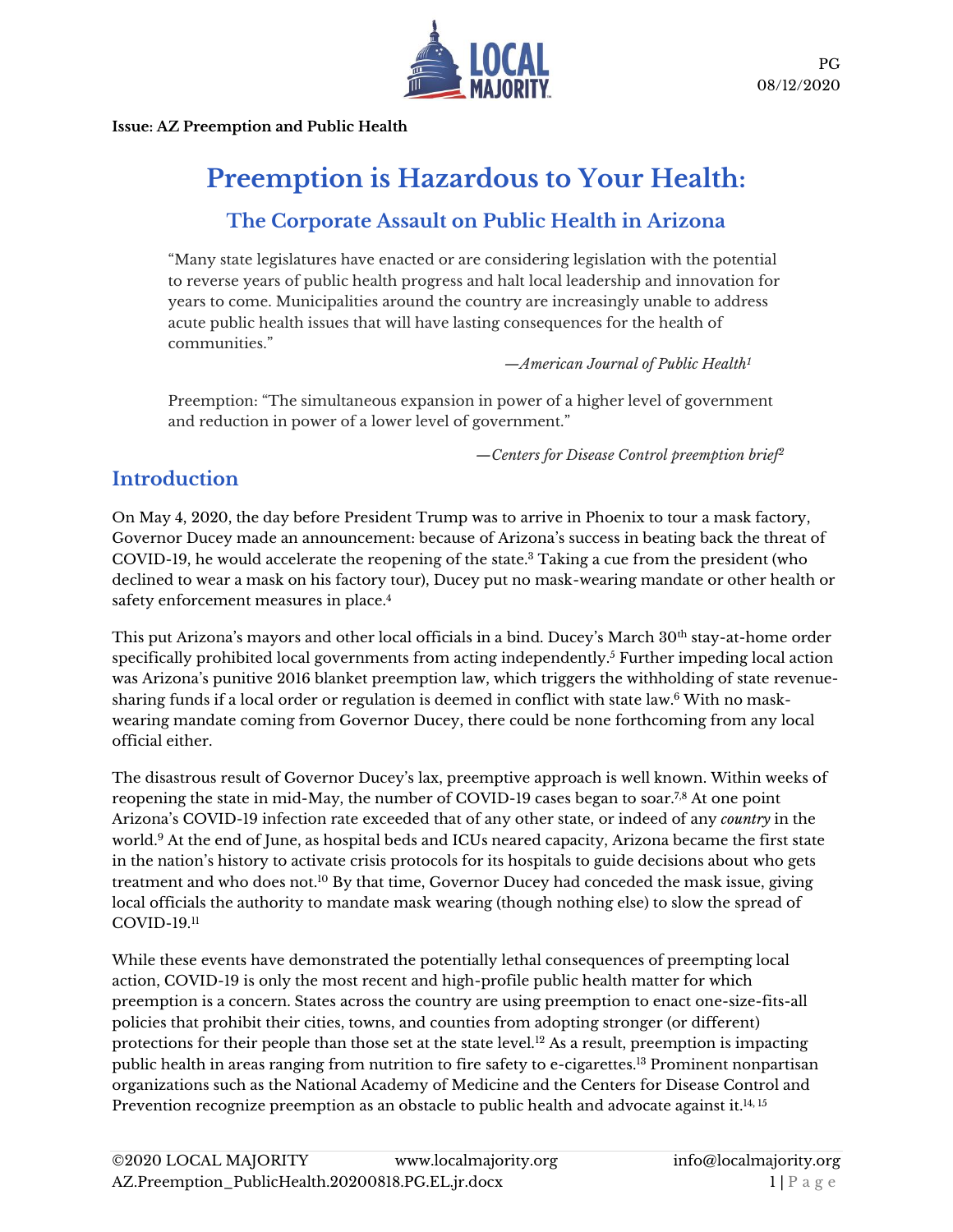PG
08/12/2020

**Issue: AZ Preemption and Public Health**

# Preemption is Hazardous to Your Health:

## The Corporate Assault on Public Health in Arizona

> "Many state legislatures have enacted or are considering legislation with the potential to reverse years of public health progress and halt local leadership and innovation for years to come. Municipalities around the country are increasingly unable to address acute public health issues that will have lasting consequences for the health of communities."
>
> —*American Journal of Public Health*[1]

> Preemption: "The simultaneous expansion in power of a higher level of government and reduction in power of a lower level of government."
>
> —*Centers for Disease Control preemption brief*[2]

## Introduction

On May 4, 2020, the day before President Trump was to arrive in Phoenix to tour a mask factory, Governor Ducey made an announcement: because of Arizona's success in beating back the threat of COVID-19, he would accelerate the reopening of the state.[3] Taking a cue from the president (who declined to wear a mask on his factory tour), Ducey put no mask-wearing mandate or other health or safety enforcement measures in place.[4]

This put Arizona's mayors and other local officials in a bind. Ducey's March 30th stay-at-home order specifically prohibited local governments from acting independently.[5] Further impeding local action was Arizona's punitive 2016 blanket preemption law, which triggers the withholding of state revenue-sharing funds if a local order or regulation is deemed in conflict with state law.[6] With no mask-wearing mandate coming from Governor Ducey, there could be none forthcoming from any local official either.

The disastrous result of Governor Ducey's lax, preemptive approach is well known. Within weeks of reopening the state in mid-May, the number of COVID-19 cases began to soar.[7,8] At one point Arizona's COVID-19 infection rate exceeded that of any other state, or indeed of any *country* in the world.[9] At the end of June, as hospital beds and ICUs neared capacity, Arizona became the first state in the nation's history to activate crisis protocols for its hospitals to guide decisions about who gets treatment and who does not.[10] By that time, Governor Ducey had conceded the mask issue, giving local officials the authority to mandate mask wearing (though nothing else) to slow the spread of COVID-19.[11]

While these events have demonstrated the potentially lethal consequences of preempting local action, COVID-19 is only the most recent and high-profile public health matter for which preemption is a concern. States across the country are using preemption to enact one-size-fits-all policies that prohibit their cities, towns, and counties from adopting stronger (or different) protections for their people than those set at the state level.[12] As a result, preemption is impacting public health in areas ranging from nutrition to fire safety to e-cigarettes.[13] Prominent nonpartisan organizations such as the National Academy of Medicine and the Centers for Disease Control and Prevention recognize preemption as an obstacle to public health and advocate against it.[14, 15]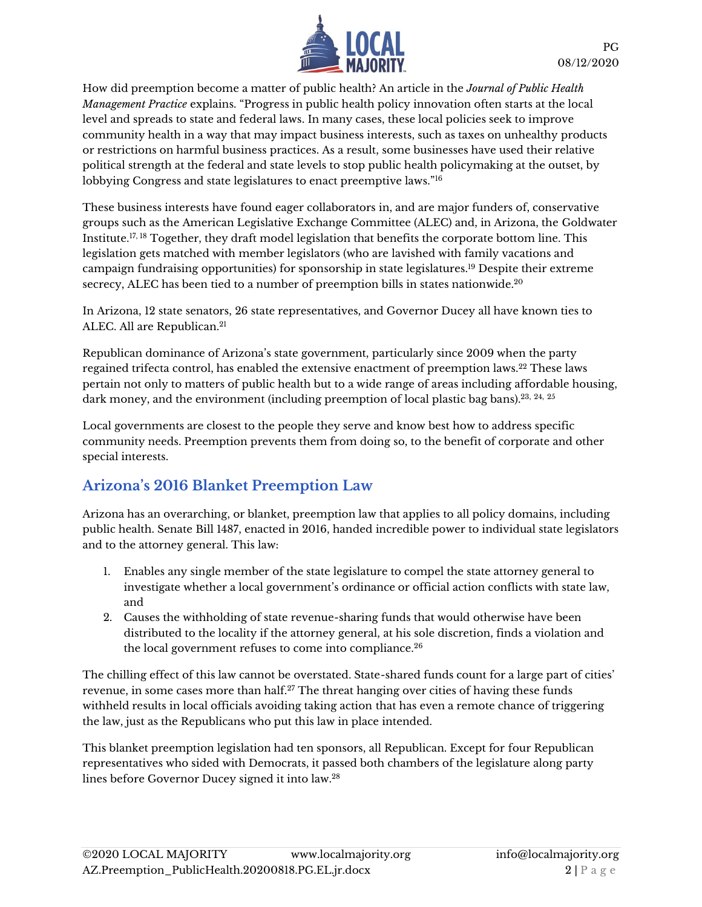How did preemption become a matter of public health? An article in the *Journal of Public Health Management Practice* explains. "Progress in public health policy innovation often starts at the local level and spreads to state and federal laws. In many cases, these local policies seek to improve community health in a way that may impact business interests, such as taxes on unhealthy products or restrictions on harmful business practices. As a result, some businesses have used their relative political strength at the federal and state levels to stop public health policymaking at the outset, by lobbying Congress and state legislatures to enact preemptive laws."[16]

These business interests have found eager collaborators in, and are major funders of, conservative groups such as the American Legislative Exchange Committee (ALEC) and, in Arizona, the Goldwater Institute.[17, 18] Together, they draft model legislation that benefits the corporate bottom line. This legislation gets matched with member legislators (who are lavished with family vacations and campaign fundraising opportunities) for sponsorship in state legislatures.[19] Despite their extreme secrecy, ALEC has been tied to a number of preemption bills in states nationwide.[20]

In Arizona, 12 state senators, 26 state representatives, and Governor Ducey all have known ties to ALEC. All are Republican.[21]

Republican dominance of Arizona's state government, particularly since 2009 when the party regained trifecta control, has enabled the extensive enactment of preemption laws.[22] These laws pertain not only to matters of public health but to a wide range of areas including affordable housing, dark money, and the environment (including preemption of local plastic bag bans).[23, 24, 25]

Local governments are closest to the people they serve and know best how to address specific community needs. Preemption prevents them from doing so, to the benefit of corporate and other special interests.

## Arizona's 2016 Blanket Preemption Law

Arizona has an overarching, or blanket, preemption law that applies to all policy domains, including public health. Senate Bill 1487, enacted in 2016, handed incredible power to individual state legislators and to the attorney general. This law:

1. Enables any single member of the state legislature to compel the state attorney general to investigate whether a local government's ordinance or official action conflicts with state law, and
2. Causes the withholding of state revenue-sharing funds that would otherwise have been distributed to the locality if the attorney general, at his sole discretion, finds a violation and the local government refuses to come into compliance.[26]

The chilling effect of this law cannot be overstated. State-shared funds count for a large part of cities' revenue, in some cases more than half.[27] The threat hanging over cities of having these funds withheld results in local officials avoiding taking action that has even a remote chance of triggering the law, just as the Republicans who put this law in place intended.

This blanket preemption legislation had ten sponsors, all Republican. Except for four Republican representatives who sided with Democrats, it passed both chambers of the legislature along party lines before Governor Ducey signed it into law.[28]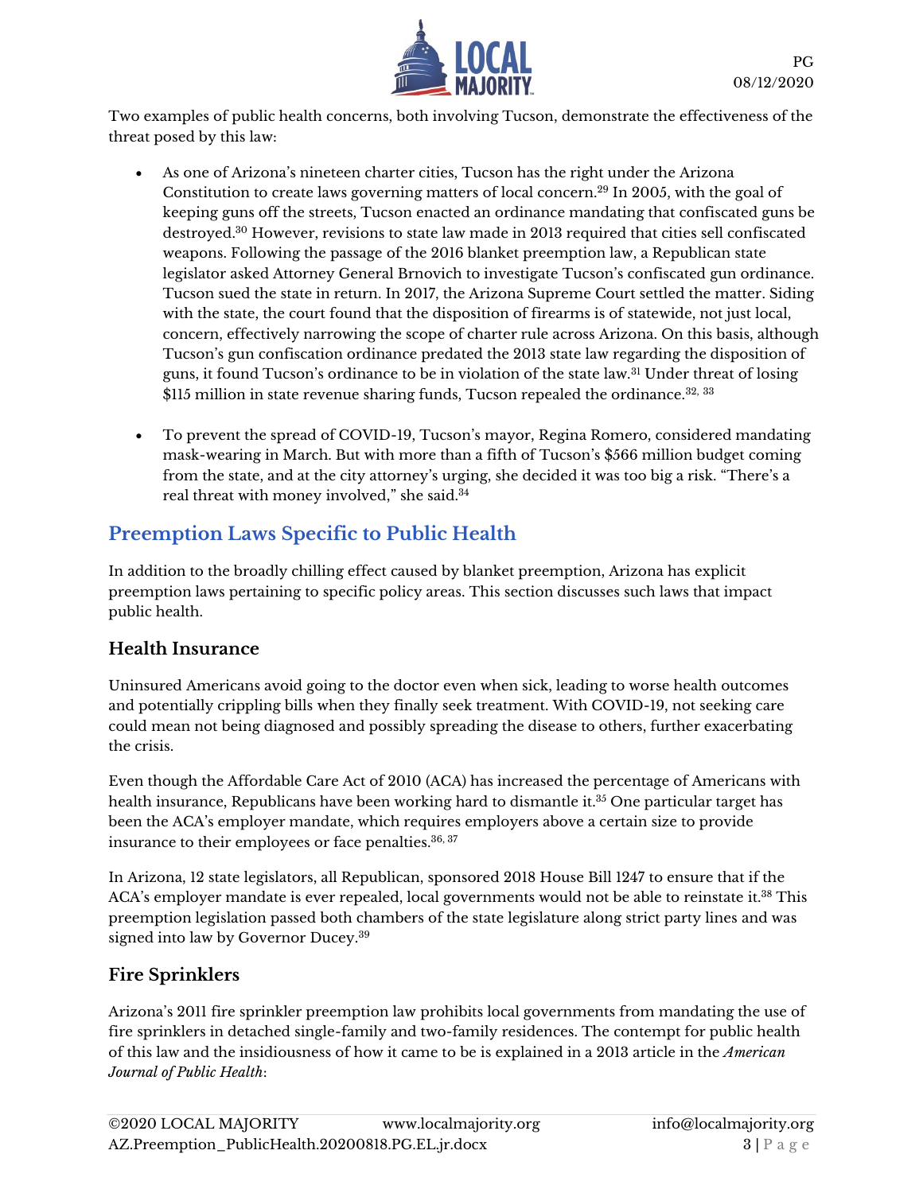Two examples of public health concerns, both involving Tucson, demonstrate the effectiveness of the threat posed by this law:

- As one of Arizona's nineteen charter cities, Tucson has the right under the Arizona Constitution to create laws governing matters of local concern.[29] In 2005, with the goal of keeping guns off the streets, Tucson enacted an ordinance mandating that confiscated guns be destroyed.[30] However, revisions to state law made in 2013 required that cities sell confiscated weapons. Following the passage of the 2016 blanket preemption law, a Republican state legislator asked Attorney General Brnovich to investigate Tucson's confiscated gun ordinance. Tucson sued the state in return. In 2017, the Arizona Supreme Court settled the matter. Siding with the state, the court found that the disposition of firearms is of statewide, not just local, concern, effectively narrowing the scope of charter rule across Arizona. On this basis, although Tucson's gun confiscation ordinance predated the 2013 state law regarding the disposition of guns, it found Tucson's ordinance to be in violation of the state law.[31] Under threat of losing $115 million in state revenue sharing funds, Tucson repealed the ordinance.[32, 33]

- To prevent the spread of COVID-19, Tucson's mayor, Regina Romero, considered mandating mask-wearing in March. But with more than a fifth of Tucson's $566 million budget coming from the state, and at the city attorney's urging, she decided it was too big a risk. "There's a real threat with money involved," she said.[34]

## Preemption Laws Specific to Public Health

In addition to the broadly chilling effect caused by blanket preemption, Arizona has explicit preemption laws pertaining to specific policy areas. This section discusses such laws that impact public health.

### Health Insurance

Uninsured Americans avoid going to the doctor even when sick, leading to worse health outcomes and potentially crippling bills when they finally seek treatment. With COVID-19, not seeking care could mean not being diagnosed and possibly spreading the disease to others, further exacerbating the crisis.

Even though the Affordable Care Act of 2010 (ACA) has increased the percentage of Americans with health insurance, Republicans have been working hard to dismantle it.[35] One particular target has been the ACA's employer mandate, which requires employers above a certain size to provide insurance to their employees or face penalties.[36, 37]

In Arizona, 12 state legislators, all Republican, sponsored 2018 House Bill 1247 to ensure that if the ACA's employer mandate is ever repealed, local governments would not be able to reinstate it.[38] This preemption legislation passed both chambers of the state legislature along strict party lines and was signed into law by Governor Ducey.[39]

### Fire Sprinklers

Arizona's 2011 fire sprinkler preemption law prohibits local governments from mandating the use of fire sprinklers in detached single-family and two-family residences. The contempt for public health of this law and the insidiousness of how it came to be is explained in a 2013 article in the *American Journal of Public Health*: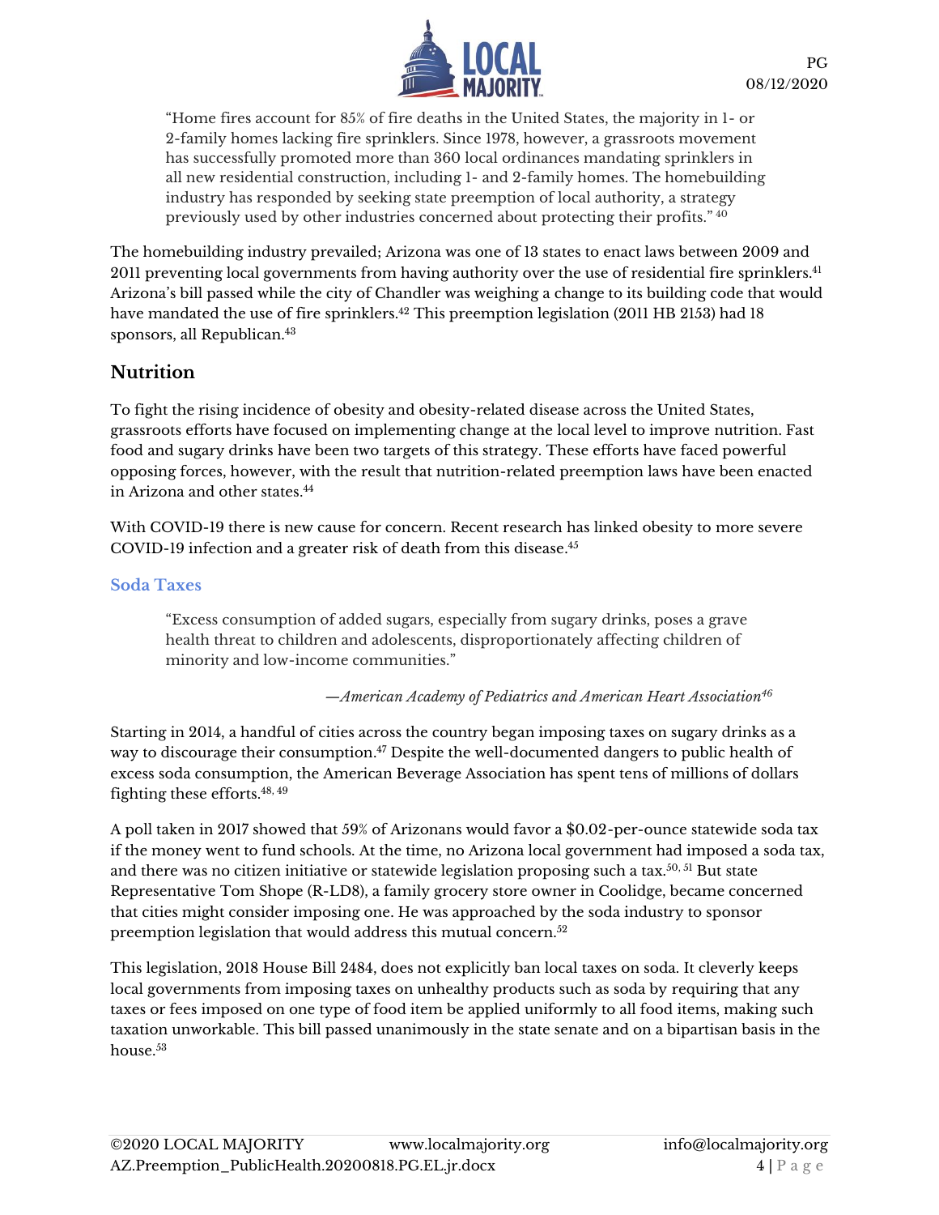> "Home fires account for 85% of fire deaths in the United States, the majority in 1- or 2-family homes lacking fire sprinklers. Since 1978, however, a grassroots movement has successfully promoted more than 360 local ordinances mandating sprinklers in all new residential construction, including 1- and 2-family homes. The homebuilding industry has responded by seeking state preemption of local authority, a strategy previously used by other industries concerned about protecting their profits." [40]

The homebuilding industry prevailed; Arizona was one of 13 states to enact laws between 2009 and 2011 preventing local governments from having authority over the use of residential fire sprinklers.[41] Arizona's bill passed while the city of Chandler was weighing a change to its building code that would have mandated the use of fire sprinklers.[42] This preemption legislation (2011 HB 2153) had 18 sponsors, all Republican.[43]

## Nutrition

To fight the rising incidence of obesity and obesity-related disease across the United States, grassroots efforts have focused on implementing change at the local level to improve nutrition. Fast food and sugary drinks have been two targets of this strategy. These efforts have faced powerful opposing forces, however, with the result that nutrition-related preemption laws have been enacted in Arizona and other states.[44]

With COVID-19 there is new cause for concern. Recent research has linked obesity to more severe COVID-19 infection and a greater risk of death from this disease.[45]

### Soda Taxes

> "Excess consumption of added sugars, especially from sugary drinks, poses a grave health threat to children and adolescents, disproportionately affecting children of minority and low-income communities."
>
> —*American Academy of Pediatrics and American Heart Association*[46]

Starting in 2014, a handful of cities across the country began imposing taxes on sugary drinks as a way to discourage their consumption.[47] Despite the well-documented dangers to public health of excess soda consumption, the American Beverage Association has spent tens of millions of dollars fighting these efforts.[48, 49]

A poll taken in 2017 showed that 59% of Arizonans would favor a $0.02-per-ounce statewide soda tax if the money went to fund schools. At the time, no Arizona local government had imposed a soda tax, and there was no citizen initiative or statewide legislation proposing such a tax.[50, 51] But state Representative Tom Shope (R-LD8), a family grocery store owner in Coolidge, became concerned that cities might consider imposing one. He was approached by the soda industry to sponsor preemption legislation that would address this mutual concern.[52]

This legislation, 2018 House Bill 2484, does not explicitly ban local taxes on soda. It cleverly keeps local governments from imposing taxes on unhealthy products such as soda by requiring that any taxes or fees imposed on one type of food item be applied uniformly to all food items, making such taxation unworkable. This bill passed unanimously in the state senate and on a bipartisan basis in the house.[53]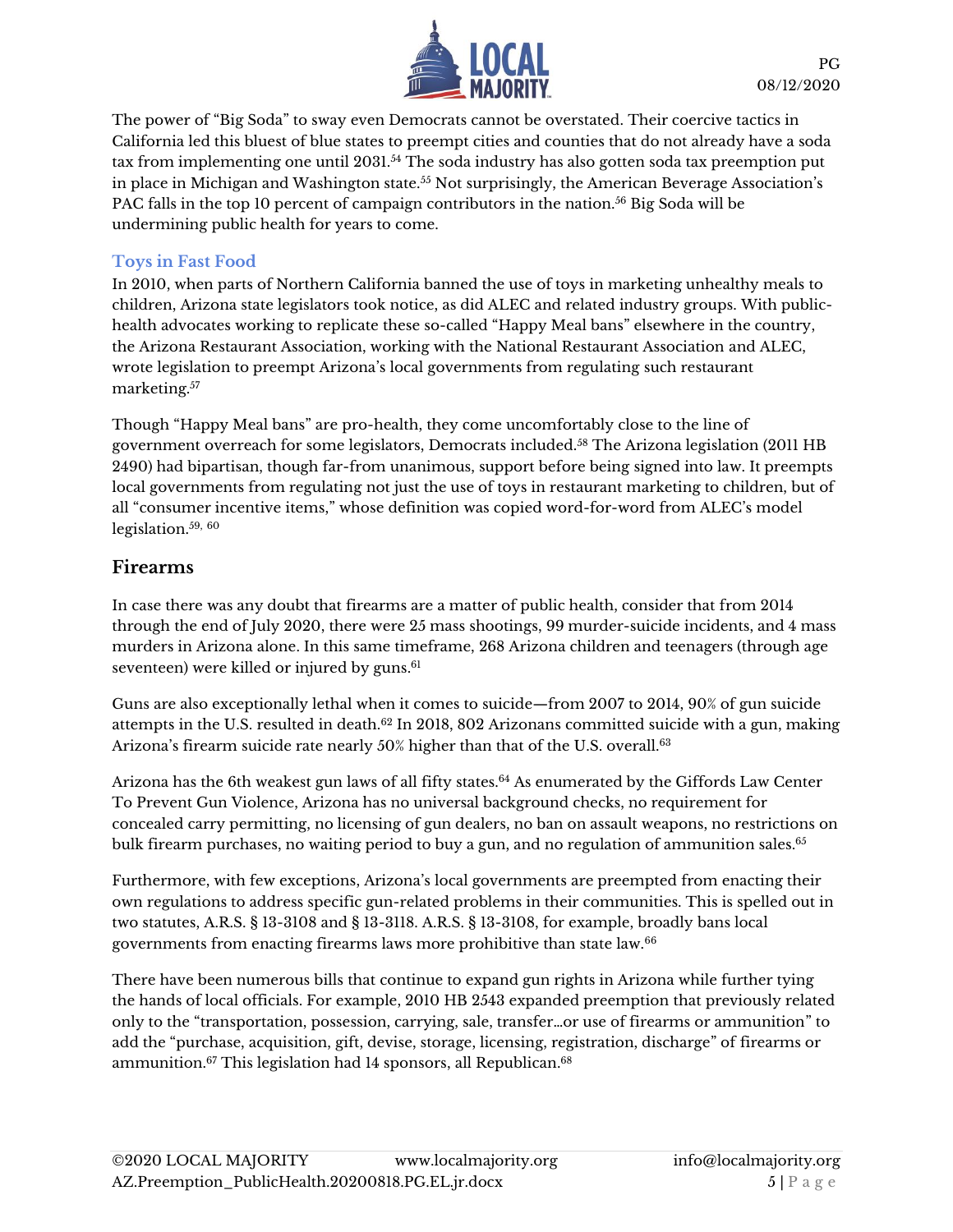The power of "Big Soda" to sway even Democrats cannot be overstated. Their coercive tactics in California led this bluest of blue states to preempt cities and counties that do not already have a soda tax from implementing one until 2031.[54] The soda industry has also gotten soda tax preemption put in place in Michigan and Washington state.[55] Not surprisingly, the American Beverage Association's PAC falls in the top 10 percent of campaign contributors in the nation.[56] Big Soda will be undermining public health for years to come.

### Toys in Fast Food

In 2010, when parts of Northern California banned the use of toys in marketing unhealthy meals to children, Arizona state legislators took notice, as did ALEC and related industry groups. With public-health advocates working to replicate these so-called "Happy Meal bans" elsewhere in the country, the Arizona Restaurant Association, working with the National Restaurant Association and ALEC, wrote legislation to preempt Arizona's local governments from regulating such restaurant marketing.[57]

Though "Happy Meal bans" are pro-health, they come uncomfortably close to the line of government overreach for some legislators, Democrats included.[58] The Arizona legislation (2011 HB 2490) had bipartisan, though far-from unanimous, support before being signed into law. It preempts local governments from regulating not just the use of toys in restaurant marketing to children, but of all "consumer incentive items," whose definition was copied word-for-word from ALEC's model legislation.[59, 60]

## Firearms

In case there was any doubt that firearms are a matter of public health, consider that from 2014 through the end of July 2020, there were 25 mass shootings, 99 murder-suicide incidents, and 4 mass murders in Arizona alone. In this same timeframe, 268 Arizona children and teenagers (through age seventeen) were killed or injured by guns.[61]

Guns are also exceptionally lethal when it comes to suicide—from 2007 to 2014, 90% of gun suicide attempts in the U.S. resulted in death.[62] In 2018, 802 Arizonans committed suicide with a gun, making Arizona's firearm suicide rate nearly 50% higher than that of the U.S. overall.[63]

Arizona has the 6th weakest gun laws of all fifty states.[64] As enumerated by the Giffords Law Center To Prevent Gun Violence, Arizona has no universal background checks, no requirement for concealed carry permitting, no licensing of gun dealers, no ban on assault weapons, no restrictions on bulk firearm purchases, no waiting period to buy a gun, and no regulation of ammunition sales.[65]

Furthermore, with few exceptions, Arizona's local governments are preempted from enacting their own regulations to address specific gun-related problems in their communities. This is spelled out in two statutes, A.R.S. § 13-3108 and § 13-3118. A.R.S. § 13-3108, for example, broadly bans local governments from enacting firearms laws more prohibitive than state law.[66]

There have been numerous bills that continue to expand gun rights in Arizona while further tying the hands of local officials. For example, 2010 HB 2543 expanded preemption that previously related only to the "transportation, possession, carrying, sale, transfer…or use of firearms or ammunition" to add the "purchase, acquisition, gift, devise, storage, licensing, registration, discharge" of firearms or ammunition.[67] This legislation had 14 sponsors, all Republican.[68]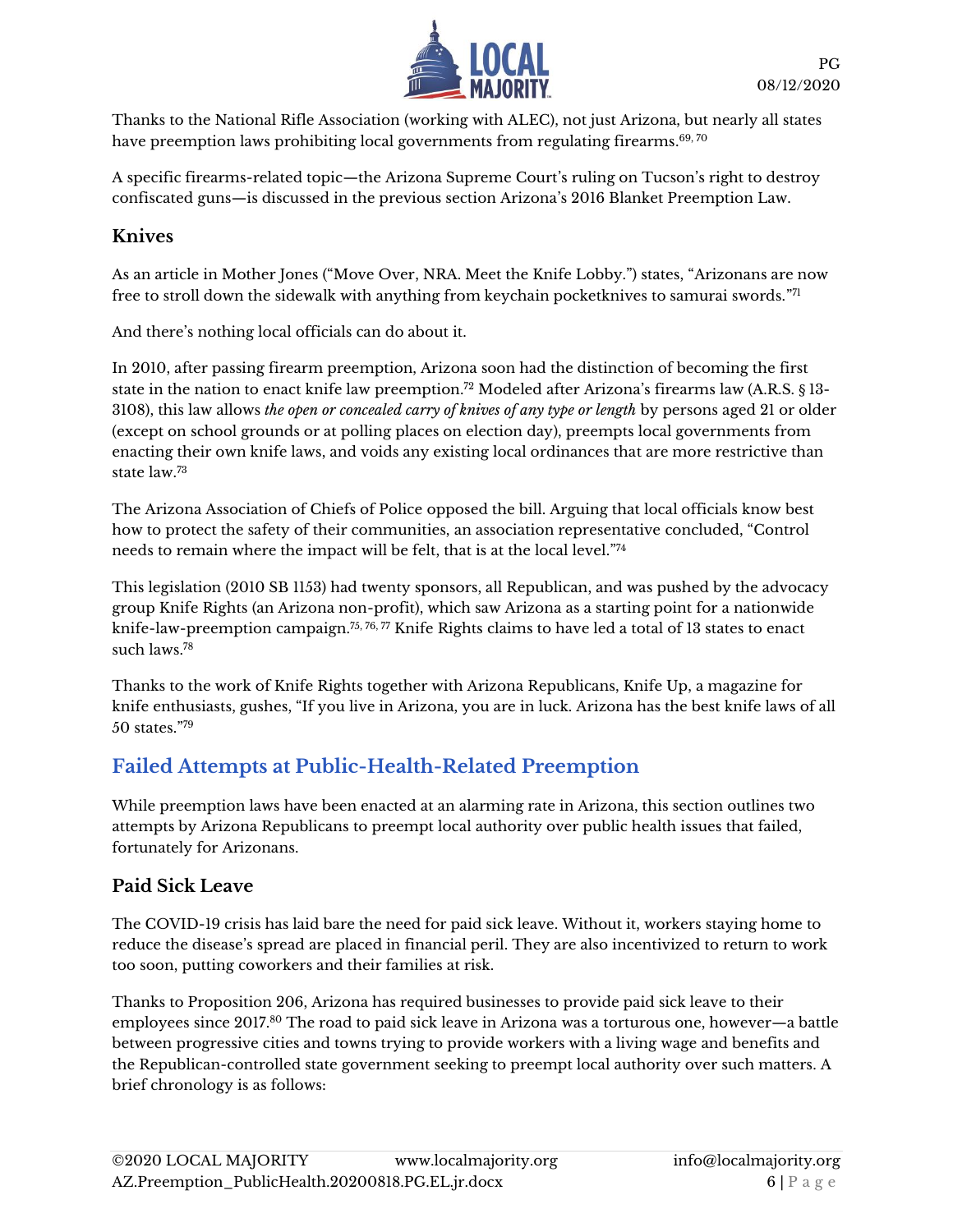Thanks to the National Rifle Association (working with ALEC), not just Arizona, but nearly all states have preemption laws prohibiting local governments from regulating firearms.[69, 70]

A specific firearms-related topic—the Arizona Supreme Court's ruling on Tucson's right to destroy confiscated guns—is discussed in the previous section Arizona's 2016 Blanket Preemption Law.

### Knives

As an article in Mother Jones ("Move Over, NRA. Meet the Knife Lobby.") states, "Arizonans are now free to stroll down the sidewalk with anything from keychain pocketknives to samurai swords."[71]

And there's nothing local officials can do about it.

In 2010, after passing firearm preemption, Arizona soon had the distinction of becoming the first state in the nation to enact knife law preemption.[72] Modeled after Arizona's firearms law (A.R.S. § 13-3108), this law allows *the open or concealed carry of knives of any type or length* by persons aged 21 or older (except on school grounds or at polling places on election day), preempts local governments from enacting their own knife laws, and voids any existing local ordinances that are more restrictive than state law.[73]

The Arizona Association of Chiefs of Police opposed the bill. Arguing that local officials know best how to protect the safety of their communities, an association representative concluded, "Control needs to remain where the impact will be felt, that is at the local level."[74]

This legislation (2010 SB 1153) had twenty sponsors, all Republican, and was pushed by the advocacy group Knife Rights (an Arizona non-profit), which saw Arizona as a starting point for a nationwide knife-law-preemption campaign.[75, 76, 77] Knife Rights claims to have led a total of 13 states to enact such laws.[78]

Thanks to the work of Knife Rights together with Arizona Republicans, Knife Up, a magazine for knife enthusiasts, gushes, "If you live in Arizona, you are in luck. Arizona has the best knife laws of all 50 states."[79]

## Failed Attempts at Public-Health-Related Preemption

While preemption laws have been enacted at an alarming rate in Arizona, this section outlines two attempts by Arizona Republicans to preempt local authority over public health issues that failed, fortunately for Arizonans.

### Paid Sick Leave

The COVID-19 crisis has laid bare the need for paid sick leave. Without it, workers staying home to reduce the disease's spread are placed in financial peril. They are also incentivized to return to work too soon, putting coworkers and their families at risk.

Thanks to Proposition 206, Arizona has required businesses to provide paid sick leave to their employees since 2017.[80] The road to paid sick leave in Arizona was a torturous one, however—a battle between progressive cities and towns trying to provide workers with a living wage and benefits and the Republican-controlled state government seeking to preempt local authority over such matters. A brief chronology is as follows: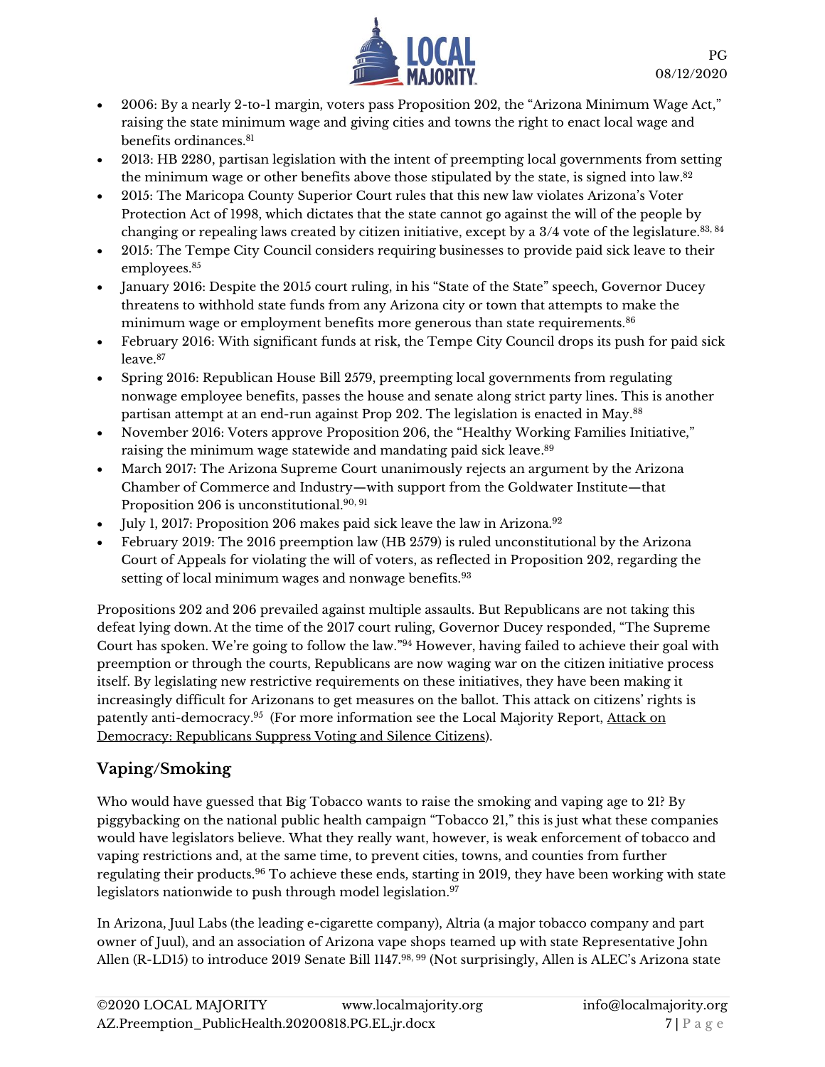- 2006: By a nearly 2-to-1 margin, voters pass Proposition 202, the "Arizona Minimum Wage Act," raising the state minimum wage and giving cities and towns the right to enact local wage and benefits ordinances.[81]
- 2013: HB 2280, partisan legislation with the intent of preempting local governments from setting the minimum wage or other benefits above those stipulated by the state, is signed into law.[82]
- 2015: The Maricopa County Superior Court rules that this new law violates Arizona's Voter Protection Act of 1998, which dictates that the state cannot go against the will of the people by changing or repealing laws created by citizen initiative, except by a 3/4 vote of the legislature.[83, 84]
- 2015: The Tempe City Council considers requiring businesses to provide paid sick leave to their employees.[85]
- January 2016: Despite the 2015 court ruling, in his "State of the State" speech, Governor Ducey threatens to withhold state funds from any Arizona city or town that attempts to make the minimum wage or employment benefits more generous than state requirements.[86]
- February 2016: With significant funds at risk, the Tempe City Council drops its push for paid sick leave.[87]
- Spring 2016: Republican House Bill 2579, preempting local governments from regulating nonwage employee benefits, passes the house and senate along strict party lines. This is another partisan attempt at an end-run against Prop 202. The legislation is enacted in May.[88]
- November 2016: Voters approve Proposition 206, the "Healthy Working Families Initiative," raising the minimum wage statewide and mandating paid sick leave.[89]
- March 2017: The Arizona Supreme Court unanimously rejects an argument by the Arizona Chamber of Commerce and Industry—with support from the Goldwater Institute—that Proposition 206 is unconstitutional.[90, 91]
- July 1, 2017: Proposition 206 makes paid sick leave the law in Arizona.[92]
- February 2019: The 2016 preemption law (HB 2579) is ruled unconstitutional by the Arizona Court of Appeals for violating the will of voters, as reflected in Proposition 202, regarding the setting of local minimum wages and nonwage benefits.[93]

Propositions 202 and 206 prevailed against multiple assaults. But Republicans are not taking this defeat lying down. At the time of the 2017 court ruling, Governor Ducey responded, "The Supreme Court has spoken. We're going to follow the law."[94] However, having failed to achieve their goal with preemption or through the courts, Republicans are now waging war on the citizen initiative process itself. By legislating new restrictive requirements on these initiatives, they have been making it increasingly difficult for Arizonans to get measures on the ballot. This attack on citizens' rights is patently anti-democracy.[95] (For more information see the Local Majority Report, Attack on Democracy: Republicans Suppress Voting and Silence Citizens).

## Vaping/Smoking

Who would have guessed that Big Tobacco wants to raise the smoking and vaping age to 21? By piggybacking on the national public health campaign "Tobacco 21," this is just what these companies would have legislators believe. What they really want, however, is weak enforcement of tobacco and vaping restrictions and, at the same time, to prevent cities, towns, and counties from further regulating their products.[96] To achieve these ends, starting in 2019, they have been working with state legislators nationwide to push through model legislation.[97]

In Arizona, Juul Labs (the leading e-cigarette company), Altria (a major tobacco company and part owner of Juul), and an association of Arizona vape shops teamed up with state Representative John Allen (R-LD15) to introduce 2019 Senate Bill 1147.[98, 99] (Not surprisingly, Allen is ALEC's Arizona state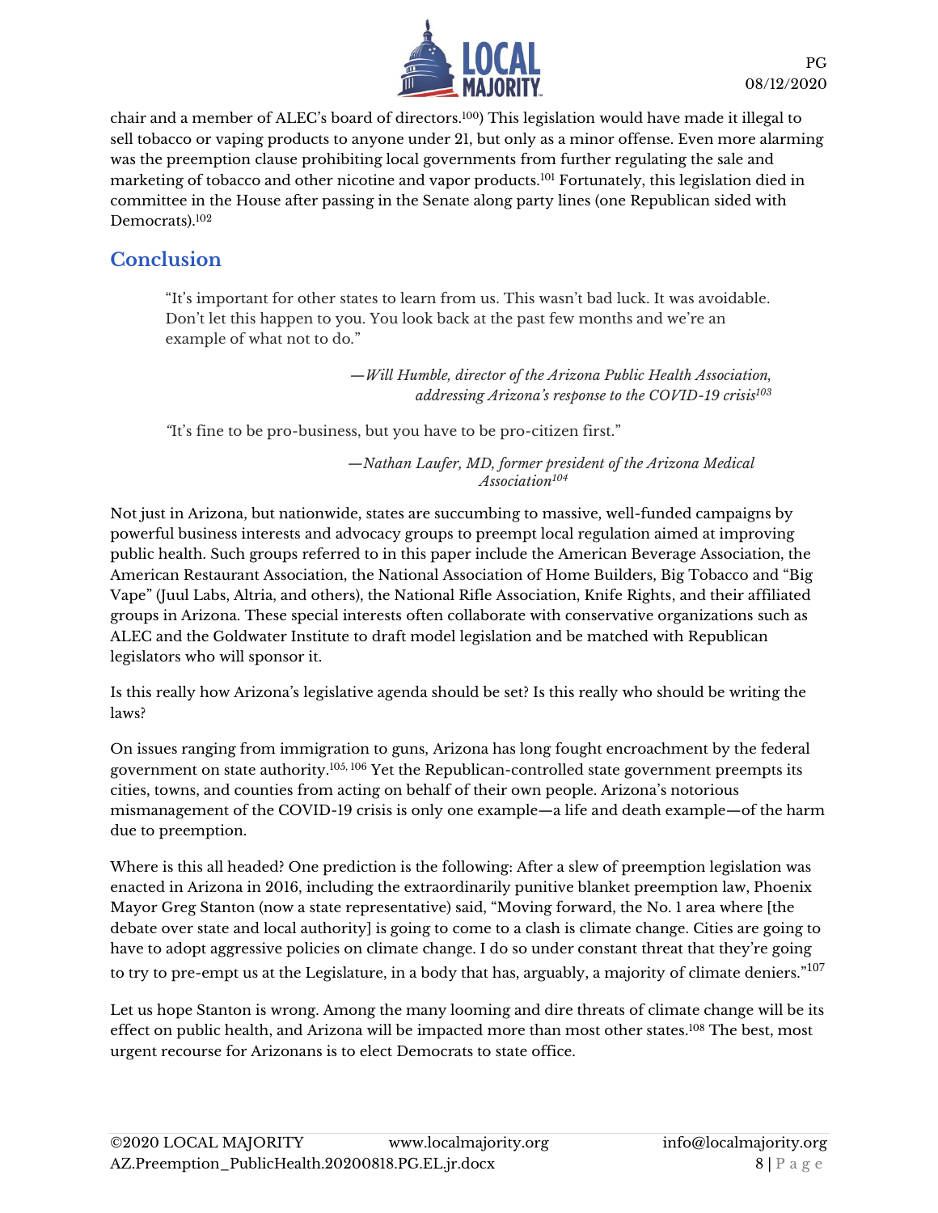chair and a member of ALEC's board of directors.[100]) This legislation would have made it illegal to sell tobacco or vaping products to anyone under 21, but only as a minor offense. Even more alarming was the preemption clause prohibiting local governments from further regulating the sale and marketing of tobacco and other nicotine and vapor products.[101] Fortunately, this legislation died in committee in the House after passing in the Senate along party lines (one Republican sided with Democrats).[102]

## Conclusion

> "It's important for other states to learn from us. This wasn't bad luck. It was avoidable. Don't let this happen to you. You look back at the past few months and we're an example of what not to do."
>
> —*Will Humble, director of the Arizona Public Health Association, addressing Arizona's response to the COVID-19 crisis*[103]

> "It's fine to be pro-business, but you have to be pro-citizen first."
>
> —*Nathan Laufer, MD, former president of the Arizona Medical Association*[104]

Not just in Arizona, but nationwide, states are succumbing to massive, well-funded campaigns by powerful business interests and advocacy groups to preempt local regulation aimed at improving public health. Such groups referred to in this paper include the American Beverage Association, the American Restaurant Association, the National Association of Home Builders, Big Tobacco and "Big Vape" (Juul Labs, Altria, and others), the National Rifle Association, Knife Rights, and their affiliated groups in Arizona. These special interests often collaborate with conservative organizations such as ALEC and the Goldwater Institute to draft model legislation and be matched with Republican legislators who will sponsor it.

Is this really how Arizona's legislative agenda should be set? Is this really who should be writing the laws?

On issues ranging from immigration to guns, Arizona has long fought encroachment by the federal government on state authority.[105, 106] Yet the Republican-controlled state government preempts its cities, towns, and counties from acting on behalf of their own people. Arizona's notorious mismanagement of the COVID-19 crisis is only one example—a life and death example—of the harm due to preemption.

Where is this all headed? One prediction is the following: After a slew of preemption legislation was enacted in Arizona in 2016, including the extraordinarily punitive blanket preemption law, Phoenix Mayor Greg Stanton (now a state representative) said, "Moving forward, the No. 1 area where [the debate over state and local authority] is going to come to a clash is climate change. Cities are going to have to adopt aggressive policies on climate change. I do so under constant threat that they're going to try to pre-empt us at the Legislature, in a body that has, arguably, a majority of climate deniers."[107]

Let us hope Stanton is wrong. Among the many looming and dire threats of climate change will be its effect on public health, and Arizona will be impacted more than most other states.[108] The best, most urgent recourse for Arizonans is to elect Democrats to state office.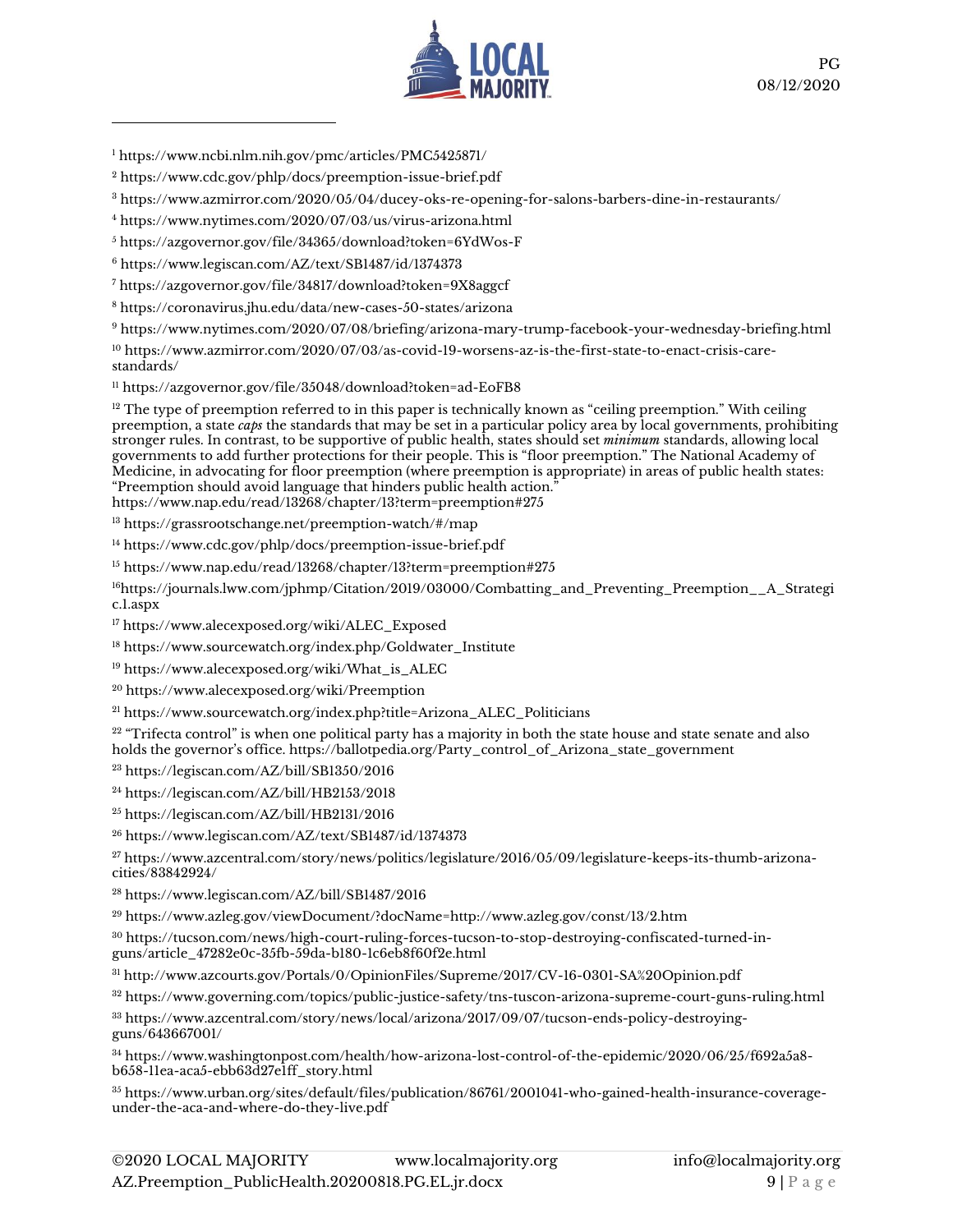[1] https://www.ncbi.nlm.nih.gov/pmc/articles/PMC5425871/

[2] https://www.cdc.gov/phlp/docs/preemption-issue-brief.pdf

[3] https://www.azmirror.com/2020/05/04/ducey-oks-re-opening-for-salons-barbers-dine-in-restaurants/

[4] https://www.nytimes.com/2020/07/03/us/virus-arizona.html

[5] https://azgovernor.gov/file/34365/download?token=6YdWos-F

[6] https://www.legiscan.com/AZ/text/SB1487/id/1374373

[7] https://azgovernor.gov/file/34817/download?token=9X8aggcf

[8] https://coronavirus.jhu.edu/data/new-cases-50-states/arizona

[9] https://www.nytimes.com/2020/07/08/briefing/arizona-mary-trump-facebook-your-wednesday-briefing.html

[10] https://www.azmirror.com/2020/07/03/as-covid-19-worsens-az-is-the-first-state-to-enact-crisis-care-standards/

[11] https://azgovernor.gov/file/35048/download?token=ad-EoFB8

[12] The type of preemption referred to in this paper is technically known as "ceiling preemption." With ceiling preemption, a state *caps* the standards that may be set in a particular policy area by local governments, prohibiting stronger rules. In contrast, to be supportive of public health, states should set *minimum* standards, allowing local governments to add further protections for their people. This is "floor preemption." The National Academy of Medicine, in advocating for floor preemption (where preemption is appropriate) in areas of public health states: "Preemption should avoid language that hinders public health action." https://www.nap.edu/read/13268/chapter/13?term=preemption#275

[13] https://grassrootschange.net/preemption-watch/#/map

[14] https://www.cdc.gov/phlp/docs/preemption-issue-brief.pdf

[15] https://www.nap.edu/read/13268/chapter/13?term=preemption#275

[16] https://journals.lww.com/jphmp/Citation/2019/03000/Combatting_and_Preventing_Preemption__A_Strategic.1.aspx

[17] https://www.alecexposed.org/wiki/ALEC_Exposed

[18] https://www.sourcewatch.org/index.php/Goldwater_Institute

[19] https://www.alecexposed.org/wiki/What_is_ALEC

[20] https://www.alecexposed.org/wiki/Preemption

[21] https://www.sourcewatch.org/index.php?title=Arizona_ALEC_Politicians

[22] "Trifecta control" is when one political party has a majority in both the state house and state senate and also holds the governor's office. https://ballotpedia.org/Party_control_of_Arizona_state_government

[23] https://legiscan.com/AZ/bill/SB1350/2016

[24] https://legiscan.com/AZ/bill/HB2153/2018

[25] https://legiscan.com/AZ/bill/HB2131/2016

[26] https://www.legiscan.com/AZ/text/SB1487/id/1374373

[27] https://www.azcentral.com/story/news/politics/legislature/2016/05/09/legislature-keeps-its-thumb-arizona-cities/83842924/

[28] https://www.legiscan.com/AZ/bill/SB1487/2016

[29] https://www.azleg.gov/viewDocument/?docName=http://www.azleg.gov/const/13/2.htm

[30] https://tucson.com/news/high-court-ruling-forces-tucson-to-stop-destroying-confiscated-turned-in-guns/article_47282e0c-35fb-59da-b180-1c6eb8f60f2e.html

[31] http://www.azcourts.gov/Portals/0/OpinionFiles/Supreme/2017/CV-16-0301-SA%20Opinion.pdf

[32] https://www.governing.com/topics/public-justice-safety/tns-tuscon-arizona-supreme-court-guns-ruling.html

[33] https://www.azcentral.com/story/news/local/arizona/2017/09/07/tucson-ends-policy-destroying-guns/643667001/

[34] https://www.washingtonpost.com/health/how-arizona-lost-control-of-the-epidemic/2020/06/25/f692a5a8-b658-11ea-aca5-ebb63d27e1ff_story.html

[35] https://www.urban.org/sites/default/files/publication/86761/2001041-who-gained-health-insurance-coverage-under-the-aca-and-where-do-they-live.pdf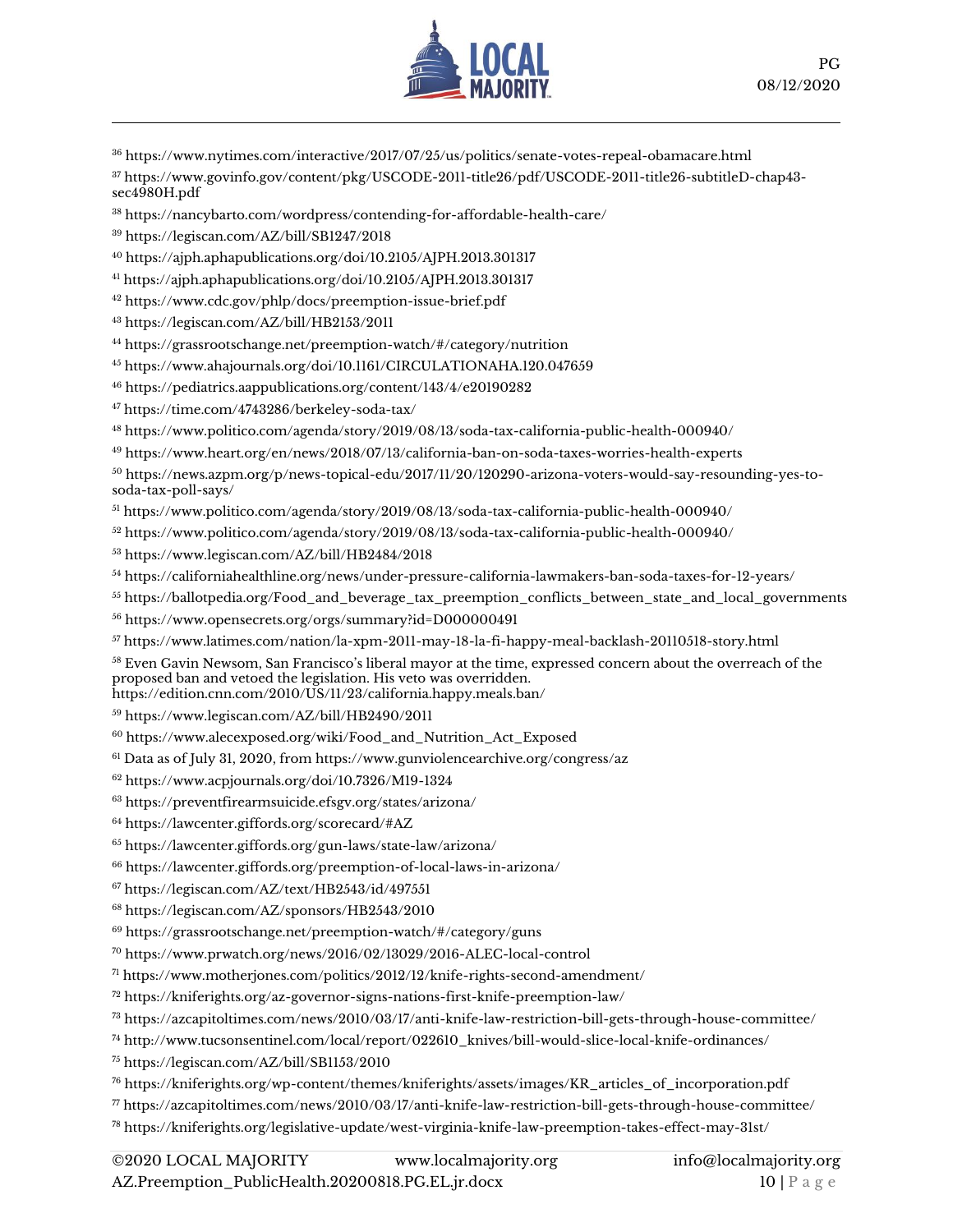[36] https://www.nytimes.com/interactive/2017/07/25/us/politics/senate-votes-repeal-obamacare.html

[37] https://www.govinfo.gov/content/pkg/USCODE-2011-title26/pdf/USCODE-2011-title26-subtitleD-chap43-sec4980H.pdf

[38] https://nancybarto.com/wordpress/contending-for-affordable-health-care/

[39] https://legiscan.com/AZ/bill/SB1247/2018

[40] https://ajph.aphapublications.org/doi/10.2105/AJPH.2013.301317

[41] https://ajph.aphapublications.org/doi/10.2105/AJPH.2013.301317

[42] https://www.cdc.gov/phlp/docs/preemption-issue-brief.pdf

[43] https://legiscan.com/AZ/bill/HB2153/2011

[44] https://grassrootschange.net/preemption-watch/#/category/nutrition

[45] https://www.ahajournals.org/doi/10.1161/CIRCULATIONAHA.120.047659

[46] https://pediatrics.aappublications.org/content/143/4/e20190282

[47] https://time.com/4743286/berkeley-soda-tax/

[48] https://www.politico.com/agenda/story/2019/08/13/soda-tax-california-public-health-000940/

[49] https://www.heart.org/en/news/2018/07/13/california-ban-on-soda-taxes-worries-health-experts

[50] https://news.azpm.org/p/news-topical-edu/2017/11/20/120290-arizona-voters-would-say-resounding-yes-to-soda-tax-poll-says/

[51] https://www.politico.com/agenda/story/2019/08/13/soda-tax-california-public-health-000940/

[52] https://www.politico.com/agenda/story/2019/08/13/soda-tax-california-public-health-000940/

[53] https://www.legiscan.com/AZ/bill/HB2484/2018

[54] https://californiahealthline.org/news/under-pressure-california-lawmakers-ban-soda-taxes-for-12-years/

[55] https://ballotpedia.org/Food_and_beverage_tax_preemption_conflicts_between_state_and_local_governments

[56] https://www.opensecrets.org/orgs/summary?id=D000000491

[57] https://www.latimes.com/nation/la-xpm-2011-may-18-la-fi-happy-meal-backlash-20110518-story.html

[58] Even Gavin Newsom, San Francisco's liberal mayor at the time, expressed concern about the overreach of the proposed ban and vetoed the legislation. His veto was overridden. https://edition.cnn.com/2010/US/11/23/california.happy.meals.ban/

[59] https://www.legiscan.com/AZ/bill/HB2490/2011

[60] https://www.alecexposed.org/wiki/Food_and_Nutrition_Act_Exposed

[61] Data as of July 31, 2020, from https://www.gunviolencearchive.org/congress/az

[62] https://www.acpjournals.org/doi/10.7326/M19-1324

[63] https://preventfirearmsuicide.efsgv.org/states/arizona/

[64] https://lawcenter.giffords.org/scorecard/#AZ

[65] https://lawcenter.giffords.org/gun-laws/state-law/arizona/

[66] https://lawcenter.giffords.org/preemption-of-local-laws-in-arizona/

[67] https://legiscan.com/AZ/text/HB2543/id/497551

[68] https://legiscan.com/AZ/sponsors/HB2543/2010

[69] https://grassrootschange.net/preemption-watch/#/category/guns

[70] https://www.prwatch.org/news/2016/02/13029/2016-ALEC-local-control

[71] https://www.motherjones.com/politics/2012/12/knife-rights-second-amendment/

[72] https://kniferights.org/az-governor-signs-nations-first-knife-preemption-law/

[73] https://azcapitoltimes.com/news/2010/03/17/anti-knife-law-restriction-bill-gets-through-house-committee/

[74] http://www.tucsonsentinel.com/local/report/022610_knives/bill-would-slice-local-knife-ordinances/

[75] https://legiscan.com/AZ/bill/SB1153/2010

[76] https://kniferights.org/wp-content/themes/kniferights/assets/images/KR_articles_of_incorporation.pdf

[77] https://azcapitoltimes.com/news/2010/03/17/anti-knife-law-restriction-bill-gets-through-house-committee/

[78] https://kniferights.org/legislative-update/west-virginia-knife-law-preemption-takes-effect-may-31st/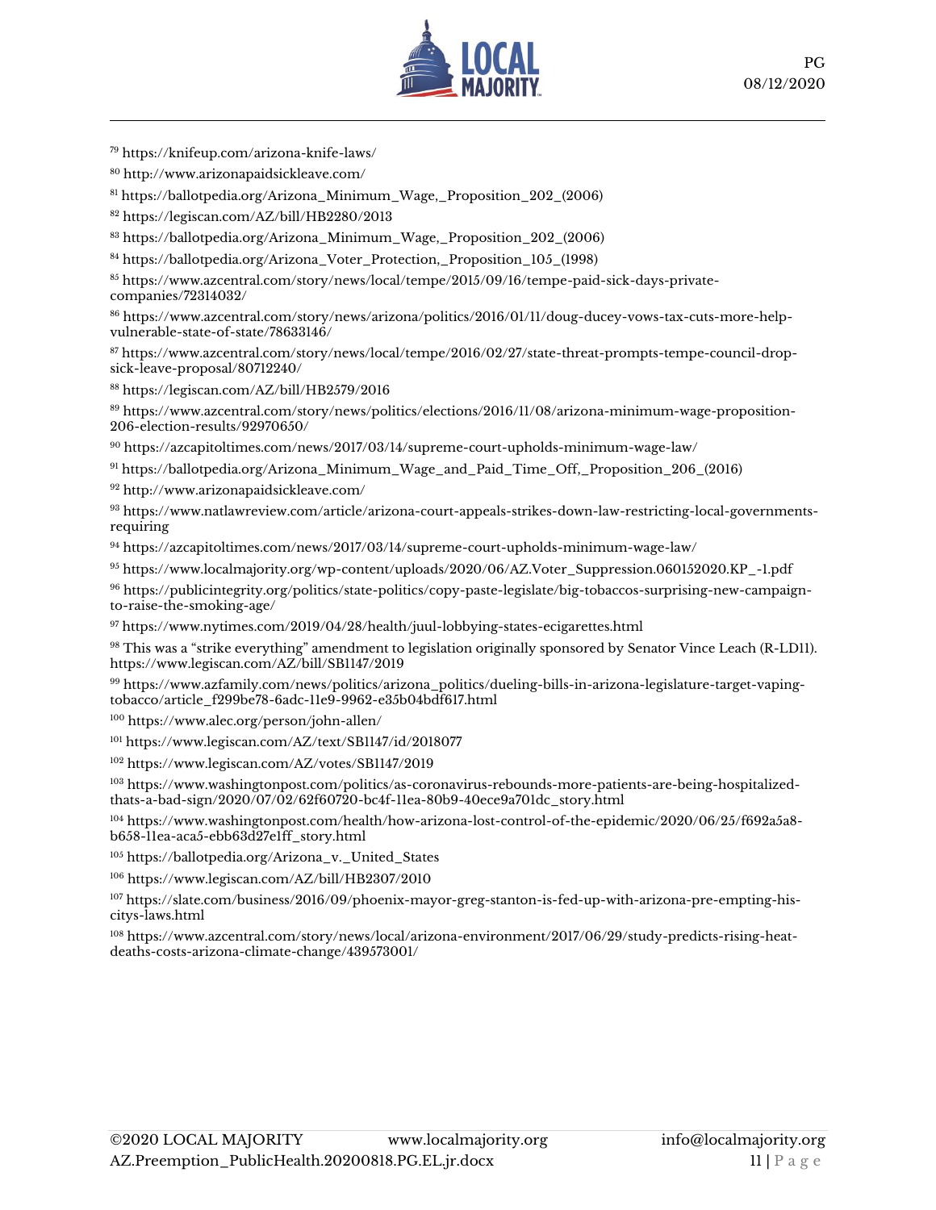[79] https://knifeup.com/arizona-knife-laws/

[80] http://www.arizonapaidsickleave.com/

[81] https://ballotpedia.org/Arizona_Minimum_Wage,_Proposition_202_(2006)

[82] https://legiscan.com/AZ/bill/HB2280/2013

[83] https://ballotpedia.org/Arizona_Minimum_Wage,_Proposition_202_(2006)

[84] https://ballotpedia.org/Arizona_Voter_Protection,_Proposition_105_(1998)

[85] https://www.azcentral.com/story/news/local/tempe/2015/09/16/tempe-paid-sick-days-private-companies/72314032/

[86] https://www.azcentral.com/story/news/arizona/politics/2016/01/11/doug-ducey-vows-tax-cuts-more-help-vulnerable-state-of-state/78633146/

[87] https://www.azcentral.com/story/news/local/tempe/2016/02/27/state-threat-prompts-tempe-council-drop-sick-leave-proposal/80712240/

[88] https://legiscan.com/AZ/bill/HB2579/2016

[89] https://www.azcentral.com/story/news/politics/elections/2016/11/08/arizona-minimum-wage-proposition-206-election-results/92970650/

[90] https://azcapitoltimes.com/news/2017/03/14/supreme-court-upholds-minimum-wage-law/

[91] https://ballotpedia.org/Arizona_Minimum_Wage_and_Paid_Time_Off,_Proposition_206_(2016)

[92] http://www.arizonapaidsickleave.com/

[93] https://www.natlawreview.com/article/arizona-court-appeals-strikes-down-law-restricting-local-governments-requiring

[94] https://azcapitoltimes.com/news/2017/03/14/supreme-court-upholds-minimum-wage-law/

[95] https://www.localmajority.org/wp-content/uploads/2020/06/AZ.Voter_Suppression.060152020.KP_-1.pdf

[96] https://publicintegrity.org/politics/state-politics/copy-paste-legislate/big-tobaccos-surprising-new-campaign-to-raise-the-smoking-age/

[97] https://www.nytimes.com/2019/04/28/health/juul-lobbying-states-ecigarettes.html

[98] This was a "strike everything" amendment to legislation originally sponsored by Senator Vince Leach (R-LD11). https://www.legiscan.com/AZ/bill/SB1147/2019

[99] https://www.azfamily.com/news/politics/arizona_politics/dueling-bills-in-arizona-legislature-target-vaping-tobacco/article_f299be78-6adc-11e9-9962-e35b04bdf617.html

[100] https://www.alec.org/person/john-allen/

[101] https://www.legiscan.com/AZ/text/SB1147/id/2018077

[102] https://www.legiscan.com/AZ/votes/SB1147/2019

[103] https://www.washingtonpost.com/politics/as-coronavirus-rebounds-more-patients-are-being-hospitalized-thats-a-bad-sign/2020/07/02/62f60720-bc4f-11ea-80b9-40ece9a701dc_story.html

[104] https://www.washingtonpost.com/health/how-arizona-lost-control-of-the-epidemic/2020/06/25/f692a5a8-b658-11ea-aca5-ebb63d27e1ff_story.html

[105] https://ballotpedia.org/Arizona_v._United_States

[106] https://www.legiscan.com/AZ/bill/HB2307/2010

[107] https://slate.com/business/2016/09/phoenix-mayor-greg-stanton-is-fed-up-with-arizona-pre-empting-his-citys-laws.html

[108] https://www.azcentral.com/story/news/local/arizona-environment/2017/06/29/study-predicts-rising-heat-deaths-costs-arizona-climate-change/439573001/